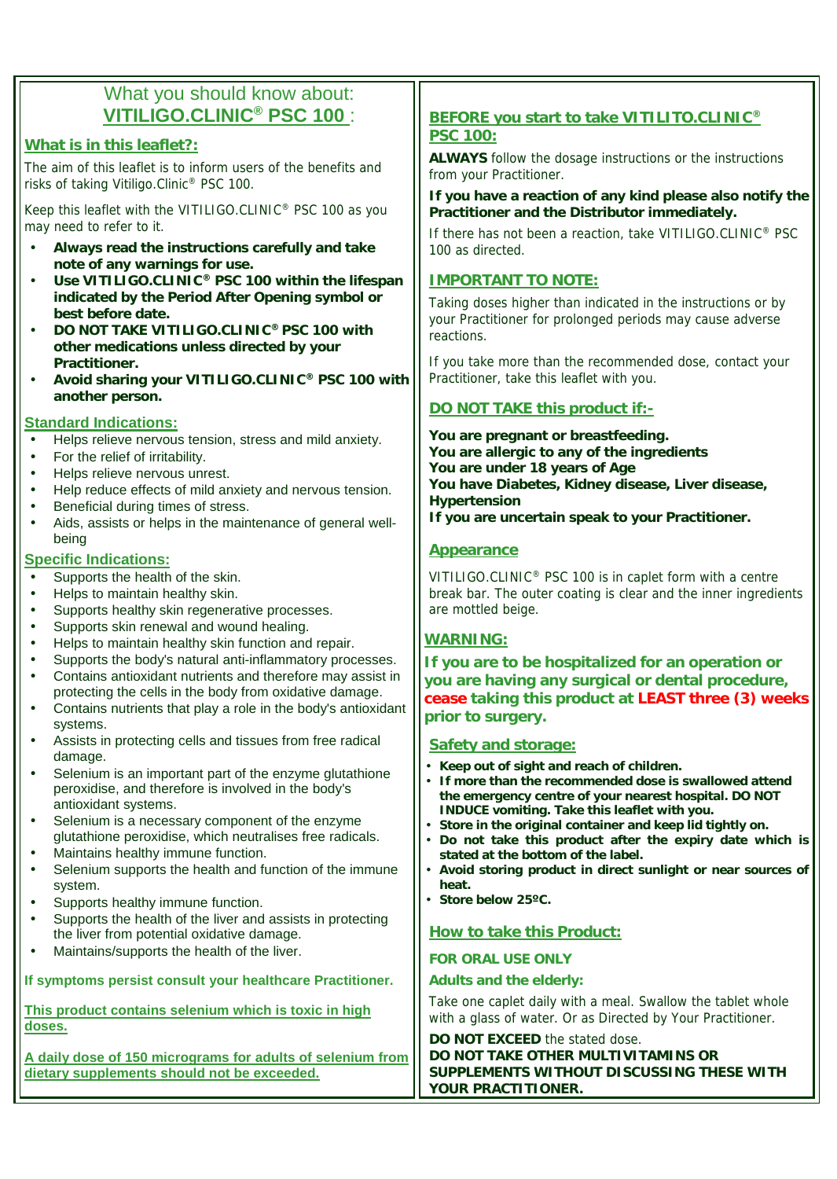## What you should know about: VITILIGO.CLINIC® PSC 100 :

### What is in this leaflet?:

The aim of this leaflet is to inform users of the benefits and risks of taking Vitiligo.Clinic® PSC 100.

Keep this leaflet with the VITILIGO.CLINIC® PSC 100 as you may need to refer to it.

- **Always read the instructions carefully and take note of any warnings for use.**
- **Use VITILIGO.CLINIC® PSC 100 within the lifespan indicated by the Period After Opening symbol or best before date.**
- **DO NOT TAKE VITILIGO.CLINIC® PSC 100 with other medications unless directed by your Practitioner.**
- **Avoid sharing your VITILIGO.CLINIC® PSC 100 with another person.**

### Standard Indications:

- Helps relieve nervous tension, stress and mild anxiety.
- For the relief of irritability.
- Helps relieve nervous unrest.
- Help reduce effects of mild anxiety and nervous tension.
- Beneficial during times of stress.
- Aids, assists or helps in the maintenance of general well-being

### Specific Indications:

- Supports the health of the skin.
- Helps to maintain healthy skin.
- Supports healthy skin regenerative processes.
- Supports skin renewal and wound healing.
- Helps to maintain healthy skin function and repair.
- Supports the body's natural anti-inflammatory processes.
- Contains antioxidant nutrients and therefore may assist in protecting the cells in the body from oxidative damage.
- Contains nutrients that play a role in the body's antioxidant systems.
- Assists in protecting cells and tissues from free radical damage.
- Selenium is an important part of the enzyme glutathione peroxidise, and therefore is involved in the body's antioxidant systems.
- Selenium is a necessary component of the enzyme glutathione peroxidise, which neutralises free radicals.
- Maintains healthy immune function.
- Selenium supports the health and function of the immune system.
- Supports healthy immune function.
- Supports the health of the liver and assists in protecting the liver from potential oxidative damage.
- Maintains/supports the health of the liver.

**If symptoms persist consult your healthcare Practitioner.**

**This product contains selenium which is toxic in high doses.**

**A daily dose of 150 micrograms for adults of selenium from dietary supplements should not be exceeded.**

### BEFORE you start to take VITILITO.CLINIC® PSC 100:

**ALWAYS** follow the dosage instructions or the instructions from your Practitioner.

**If you have a reaction of any kind please also notify the Practitioner and the Distributor immediately.**

If there has not been a reaction, take VITILIGO.CLINIC® PSC 100 as directed.

### IMPORTANT TO NOTE:

Taking doses higher than indicated in the instructions or by your Practitioner for prolonged periods may cause adverse reactions.

If you take more than the recommended dose, contact your Practitioner, take this leaflet with you.

### DO NOT TAKE this product if:-

**You are pregnant or breastfeeding.**
**You are allergic to any of the ingredients**
**You are under 18 years of Age**
**You have Diabetes, Kidney disease, Liver disease, Hypertension**
**If you are uncertain speak to your Practitioner.**

### Appearance

VITILIGO.CLINIC® PSC 100 is in caplet form with a centre break bar. The outer coating is clear and the inner ingredients are mottled beige.

### WARNING:

**If you are to be hospitalized for an operation or you are having any surgical or dental procedure, cease taking this product at LEAST three (3) weeks prior to surgery.**

### Safety and storage:

- **Keep out of sight and reach of children.**
- **If more than the recommended dose is swallowed attend the emergency centre of your nearest hospital. DO NOT INDUCE vomiting. Take this leaflet with you.**
- **Store in the original container and keep lid tightly on.**
- **Do not take this product after the expiry date which is stated at the bottom of the label.**
- **Avoid storing product in direct sunlight or near sources of heat.**
- **Store below 25ºC.**

### How to take this Product:

**FOR ORAL USE ONLY**

**Adults and the elderly:**

Take one caplet daily with a meal. Swallow the tablet whole with a glass of water. Or as Directed by Your Practitioner.

**DO NOT EXCEED** the stated dose.
**DO NOT TAKE OTHER MULTIVITAMINS OR SUPPLEMENTS WITHOUT DISCUSSING THESE WITH YOUR PRACTITIONER.**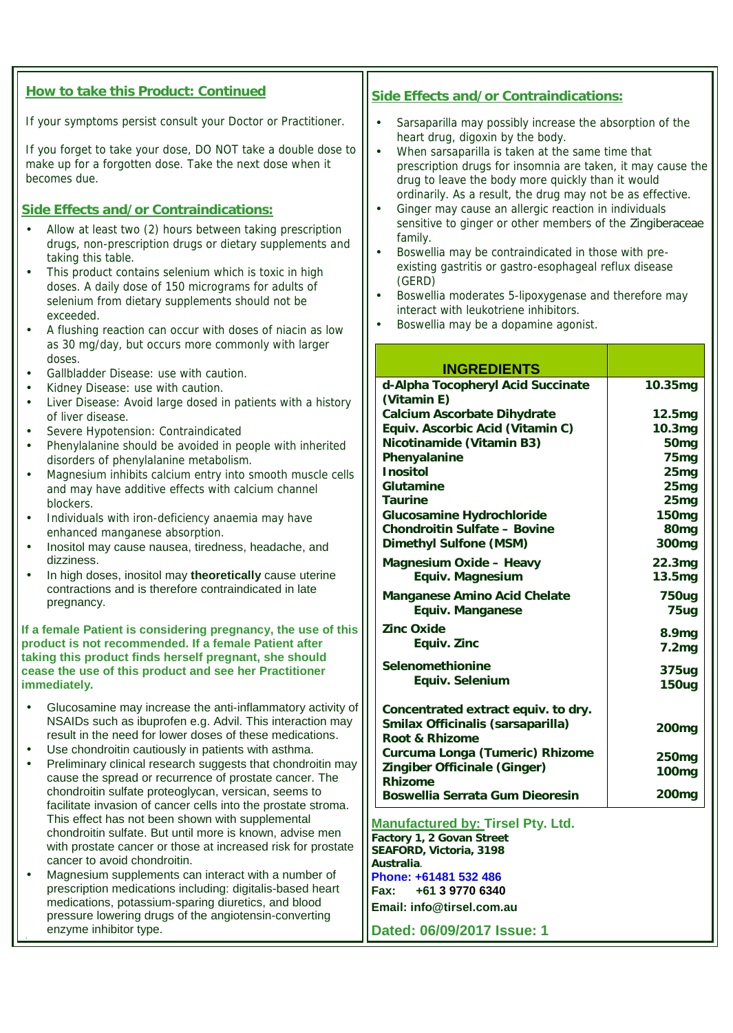## How to take this Product: Continued

If your symptoms persist consult your Doctor or Practitioner.

If you forget to take your dose, DO NOT take a double dose to make up for a forgotten dose. Take the next dose when it becomes due.

## Side Effects and/or Contraindications:

- Allow at least two (2) hours between taking prescription drugs, non-prescription drugs or dietary supplements and taking this table.
- This product contains selenium which is toxic in high doses. A daily dose of 150 micrograms for adults of selenium from dietary supplements should not be exceeded.
- A flushing reaction can occur with doses of niacin as low as 30 mg/day, but occurs more commonly with larger doses.
- Gallbladder Disease: use with caution.
- Kidney Disease: use with caution.
- Liver Disease: Avoid large dosed in patients with a history of liver disease.
- Severe Hypotension: Contraindicated
- Phenylalanine should be avoided in people with inherited disorders of phenylalanine metabolism.
- Magnesium inhibits calcium entry into smooth muscle cells and may have additive effects with calcium channel blockers.
- Individuals with iron-deficiency anaemia may have enhanced manganese absorption.
- Inositol may cause nausea, tiredness, headache, and dizziness.
- In high doses, inositol may **theoretically** cause uterine contractions and is therefore contraindicated in late pregnancy.

**If a female Patient is considering pregnancy, the use of this product is not recommended. If a female Patient after taking this product finds herself pregnant, she should cease the use of this product and see her Practitioner immediately.**

- Glucosamine may increase the anti-inflammatory activity of NSAIDs such as ibuprofen e.g. Advil. This interaction may result in the need for lower doses of these medications.
- Use chondroitin cautiously in patients with asthma.
- Preliminary clinical research suggests that chondroitin may cause the spread or recurrence of prostate cancer. The chondroitin sulfate proteoglycan, versican, seems to facilitate invasion of cancer cells into the prostate stroma. This effect has not been shown with supplemental chondroitin sulfate. But until more is known, advise men with prostate cancer or those at increased risk for prostate cancer to avoid chondroitin.
- Magnesium supplements can interact with a number of prescription medications including: digitalis-based heart medications, potassium-sparing diuretics, and blood pressure lowering drugs of the angiotensin-converting enzyme inhibitor type.

## Side Effects and/or Contraindications:

- Sarsaparilla may possibly increase the absorption of the heart drug, digoxin by the body.
- When sarsaparilla is taken at the same time that prescription drugs for insomnia are taken, it may cause the drug to leave the body more quickly than it would ordinarily. As a result, the drug may not be as effective.
- Ginger may cause an allergic reaction in individuals sensitive to ginger or other members of the Zingiberaceae family.
- Boswellia may be contraindicated in those with pre-existing gastritis or gastro-esophageal reflux disease (GERD)
- Boswellia moderates 5-lipoxygenase and therefore may interact with leukotriene inhibitors.
- Boswellia may be a dopamine agonist.

| INGREDIENTS | |
|---|---|
| **d-Alpha Tocopheryl Acid Succinate (Vitamin E)** | **10.35mg** |
| **Calcium Ascorbate Dihydrate** | **12.5mg** |
| **Equiv. Ascorbic Acid (Vitamin C)** | **10.3mg** |
| **Nicotinamide (Vitamin B3)** | **50mg** |
| **Phenyalanine** | **75mg** |
| **Inositol** | **25mg** |
| **Glutamine** | **25mg** |
| **Taurine** | **25mg** |
| **Glucosamine Hydrochloride** | **150mg** |
| **Chondroitin Sulfate – Bovine** | **80mg** |
| **Dimethyl Sulfone (MSM)** | **300mg** |
| **Magnesium Oxide – Heavy** | **22.3mg** |
| **Equiv. Magnesium** | **13.5mg** |
| **Manganese Amino Acid Chelate** | **750ug** |
| **Equiv. Manganese** | **75ug** |
| **Zinc Oxide** | **8.9mg** |
| **Equiv. Zinc** | **7.2mg** |
| **Selenomethionine** | **375ug** |
| **Equiv. Selenium** | **150ug** |
| **Concentrated extract equiv. to dry.** | |
| **Smilax Officinalis (sarsaparilla) Root & Rhizome** | **200mg** |
| **Curcuma Longa (Tumeric) Rhizome** | **250mg** |
| **Zingiber Officinale (Ginger) Rhizome** | **100mg** |
| **Boswellia Serrata Gum Dieoresin** | **200mg** |

**Manufactured by: Tirsel Pty. Ltd.**
**Factory 1, 2 Govan Street**
**SEAFORD, Victoria, 3198**
**Australia.**
**Phone: +61481 532 486**
**Fax: +61 3 9770 6340**
**Email: info@tirsel.com.au**

**Dated: 06/09/2017 Issue: 1**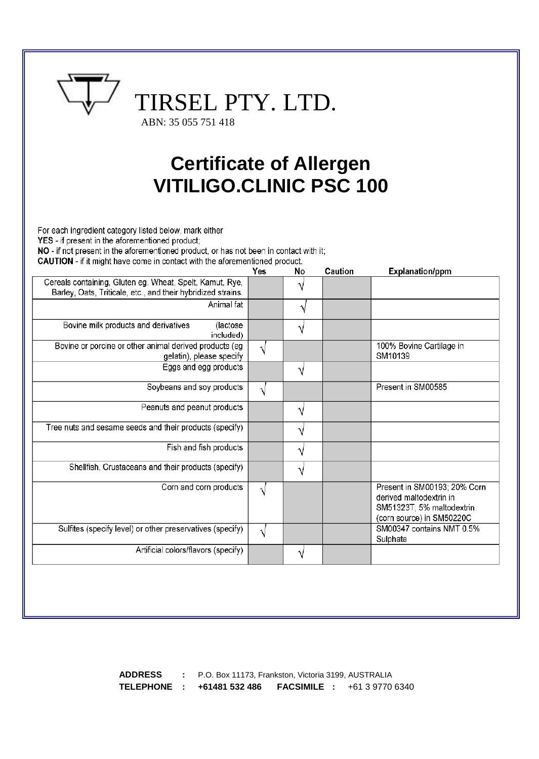TIRSEL PTY. LTD.

ABN: 35 055 751 418

# Certificate of Allergen
# VITILIGO.CLINIC PSC 100

For each ingredient category listed below, mark either
**YES** - if present in the aforementioned product;
**NO** - if not present in the aforementioned product, or has not been in contact with it;
**CAUTION** - if it might have come in contact with the aforementioned product.

| | Yes | No | Caution | Explanation/ppm |
|---|---|---|---|---|
| Cereals containing, Gluten eg. Wheat, Spelt, Kamut, Rye, Barley, Oats, Triticale, etc., and their hybridized strains. | | √ | | |
| Animal fat | | √ | | |
| Bovine milk products and derivatives (lactose included) | | √ | | |
| Bovine or porcine or other animal derived products (eg gelatin), please specify | √ | | | 100% Bovine Cartilage in SM10139 |
| Eggs and egg products | | √ | | |
| Soybeans and soy products | √ | | | Present in SM00585 |
| Peanuts and peanut products | | √ | | |
| Tree nuts and sesame seeds and their products (specify) | | √ | | |
| Fish and fish products | | √ | | |
| Shellfish, Crustaceans and their products (specify) | | √ | | |
| Corn and corn products | √ | | | Present in SM00193; 20% Corn derived maltodextrin in SM51323T; 5% maltodextrin (corn source) in SM50220C |
| Sulfites (specify level) or other preservatives (specify) | √ | | | SM00347 contains NMT 0.5% Sulphate |
| Artificial colors/flavors (specify) | | √ | | |

**ADDRESS :** P.O. Box 11173, Frankston, Victoria 3199, AUSTRALIA
**TELEPHONE : +61481 532 486 FACSIMILE :** +61 3 9770 6340